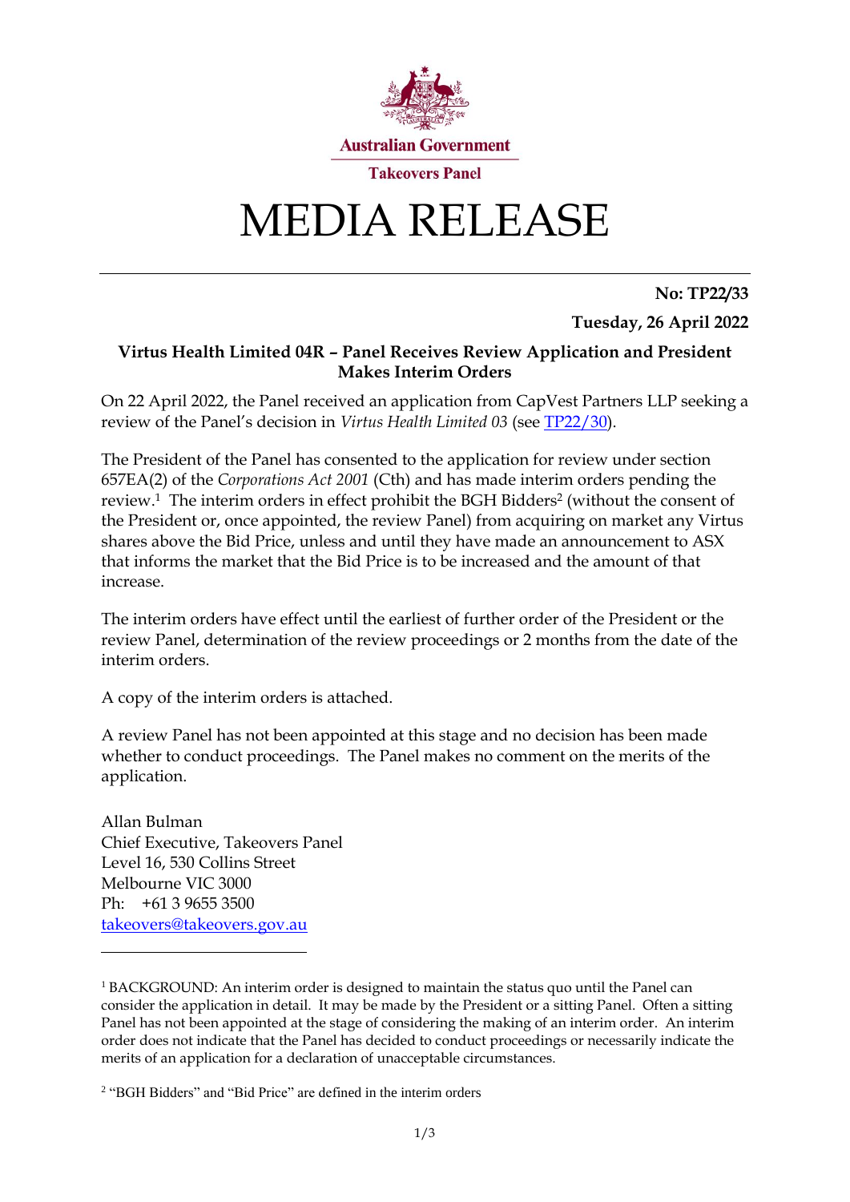Australian Government

Takeovers Panel

# MEDIA RELEASE

**No: TP22/33**

**Tuesday, 26 April 2022**

## Virtus Health Limited 04R – Panel Receives Review Application and President Makes Interim Orders

On 22 April 2022, the Panel received an application from CapVest Partners LLP seeking a review of the Panel's decision in *Virtus Health Limited 03* (see [TP22/30](TP22/30)).

The President of the Panel has consented to the application for review under section 657EA(2) of the *Corporations Act 2001* (Cth) and has made interim orders pending the review.[1] The interim orders in effect prohibit the BGH Bidders[2] (without the consent of the President or, once appointed, the review Panel) from acquiring on market any Virtus shares above the Bid Price, unless and until they have made an announcement to ASX that informs the market that the Bid Price is to be increased and the amount of that increase.

The interim orders have effect until the earliest of further order of the President or the review Panel, determination of the review proceedings or 2 months from the date of the interim orders.

A copy of the interim orders is attached.

A review Panel has not been appointed at this stage and no decision has been made whether to conduct proceedings. The Panel makes no comment on the merits of the application.

Allan Bulman
Chief Executive, Takeovers Panel
Level 16, 530 Collins Street
Melbourne VIC 3000
Ph: +61 3 9655 3500
[takeovers@takeovers.gov.au](mailto:takeovers@takeovers.gov.au)

---

[1] BACKGROUND: An interim order is designed to maintain the status quo until the Panel can consider the application in detail. It may be made by the President or a sitting Panel. Often a sitting Panel has not been appointed at the stage of considering the making of an interim order. An interim order does not indicate that the Panel has decided to conduct proceedings or necessarily indicate the merits of an application for a declaration of unacceptable circumstances.

[2] "BGH Bidders" and "Bid Price" are defined in the interim orders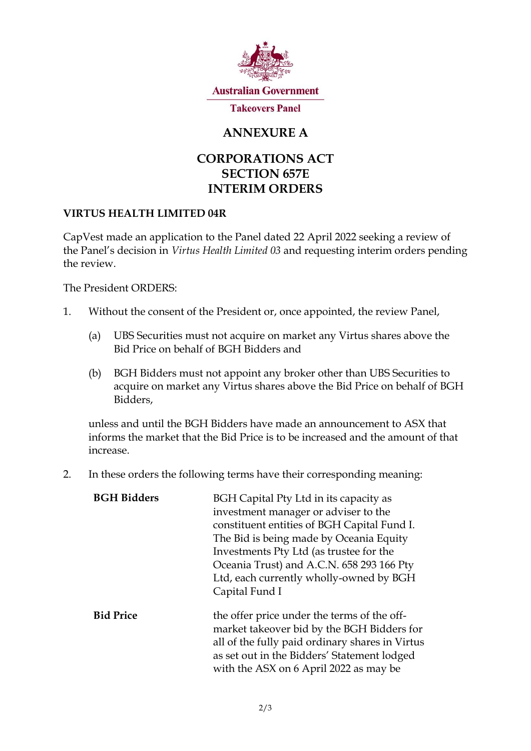Australian Government

Takeovers Panel

# ANNEXURE A

# CORPORATIONS ACT
# SECTION 657E
# INTERIM ORDERS

**VIRTUS HEALTH LIMITED 04R**

CapVest made an application to the Panel dated 22 April 2022 seeking a review of the Panel's decision in *Virtus Health Limited 03* and requesting interim orders pending the review.

The President ORDERS:

1. Without the consent of the President or, once appointed, the review Panel,

   (a) UBS Securities must not acquire on market any Virtus shares above the Bid Price on behalf of BGH Bidders and

   (b) BGH Bidders must not appoint any broker other than UBS Securities to acquire on market any Virtus shares above the Bid Price on behalf of BGH Bidders,

   unless and until the BGH Bidders have made an announcement to ASX that informs the market that the Bid Price is to be increased and the amount of that increase.

2. In these orders the following terms have their corresponding meaning:

| | |
|---|---|
| **BGH Bidders** | BGH Capital Pty Ltd in its capacity as investment manager or adviser to the constituent entities of BGH Capital Fund I. The Bid is being made by Oceania Equity Investments Pty Ltd (as trustee for the Oceania Trust) and A.C.N. 658 293 166 Pty Ltd, each currently wholly-owned by BGH Capital Fund I |
| **Bid Price** | the offer price under the terms of the off-market takeover bid by the BGH Bidders for all of the fully paid ordinary shares in Virtus as set out in the Bidders' Statement lodged with the ASX on 6 April 2022 as may be |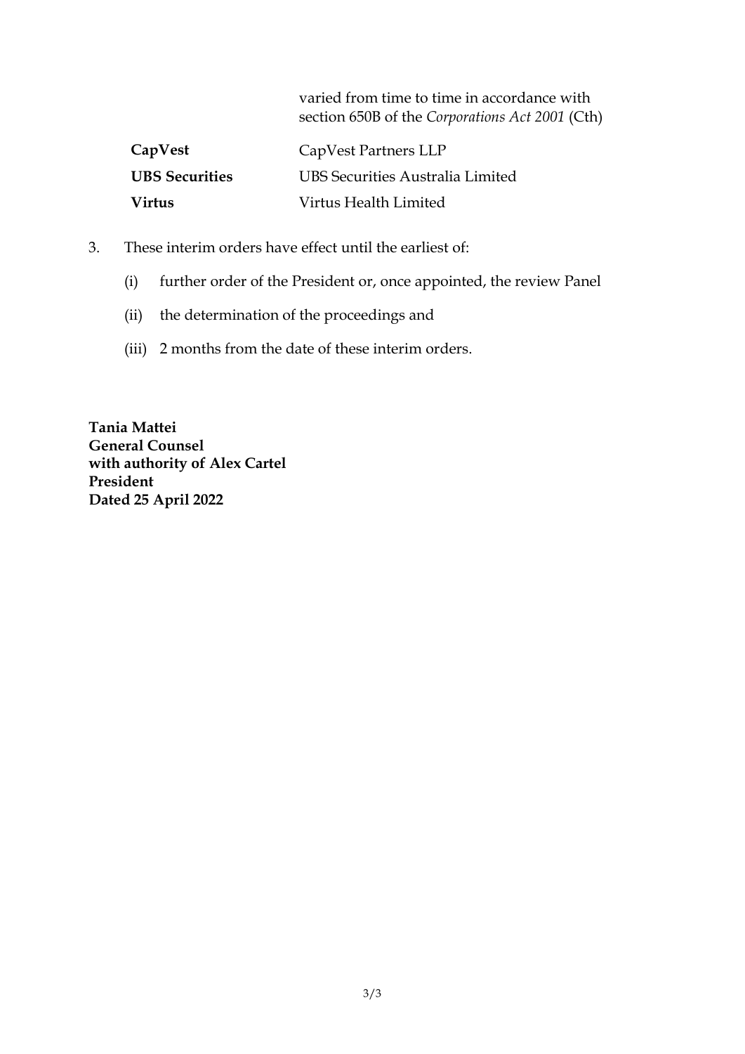| | |
|---|---|
| | varied from time to time in accordance with section 650B of the *Corporations Act 2001* (Cth) |
| **CapVest** | CapVest Partners LLP |
| **UBS Securities** | UBS Securities Australia Limited |
| **Virtus** | Virtus Health Limited |

3. These interim orders have effect until the earliest of:

   (i) further order of the President or, once appointed, the review Panel

   (ii) the determination of the proceedings and

   (iii) 2 months from the date of these interim orders.

**Tania Mattei**
**General Counsel**
**with authority of Alex Cartel**
**President**
**Dated 25 April 2022**